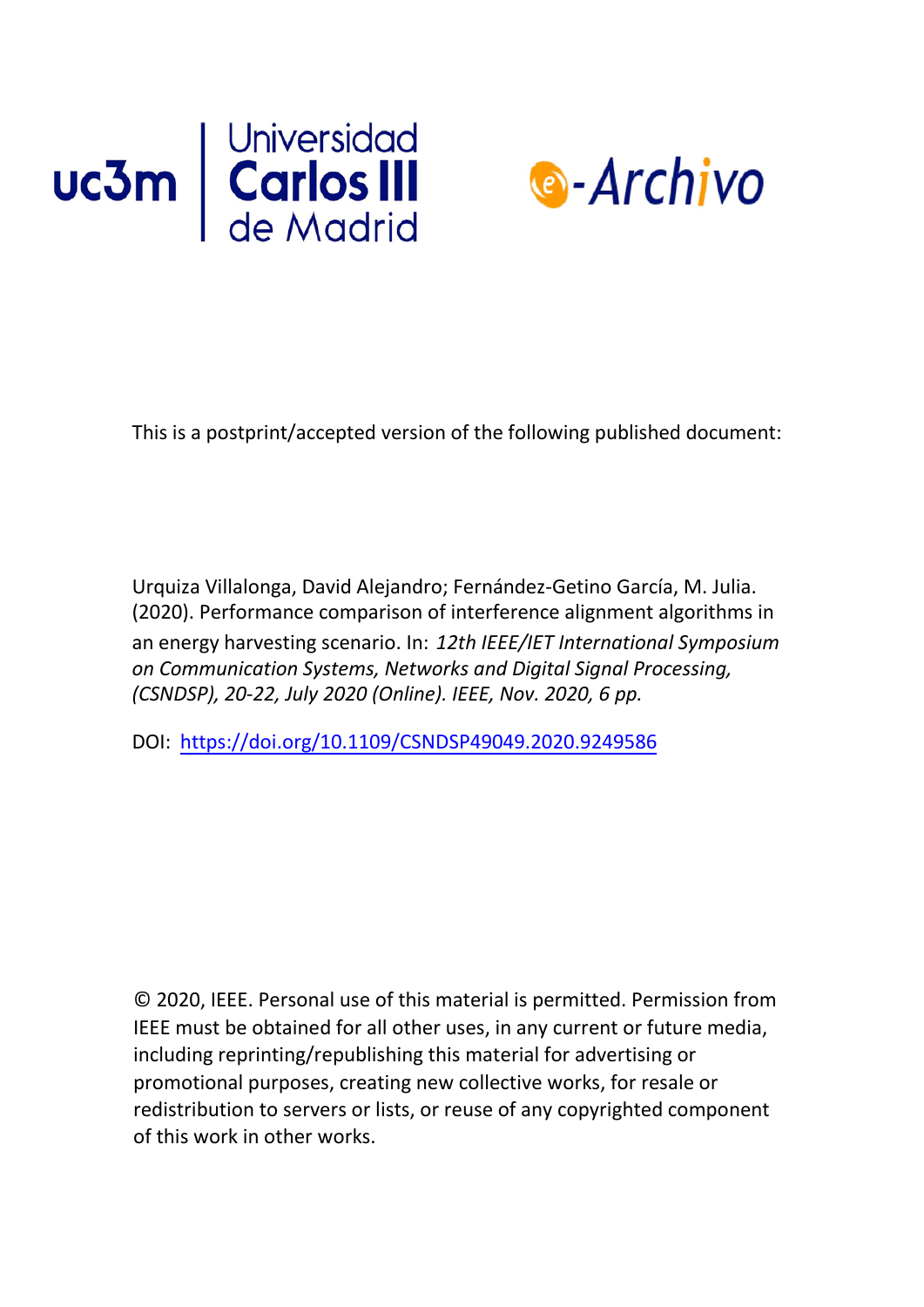uc3m | Universidad Carlos III de Madrid

e-Archivo

This is a postprint/accepted version of the following published document:

Urquiza Villalonga, David Alejandro; Fernández-Getino García, M. Julia. (2020). Performance comparison of interference alignment algorithms in an energy harvesting scenario. In: *12th IEEE/IET International Symposium on Communication Systems, Networks and Digital Signal Processing, (CSNDSP), 20-22, July 2020 (Online). IEEE, Nov. 2020, 6 pp.*

DOI: https://doi.org/10.1109/CSNDSP49049.2020.9249586

© 2020, IEEE. Personal use of this material is permitted. Permission from IEEE must be obtained for all other uses, in any current or future media, including reprinting/republishing this material for advertising or promotional purposes, creating new collective works, for resale or redistribution to servers or lists, or reuse of any copyrighted component of this work in other works.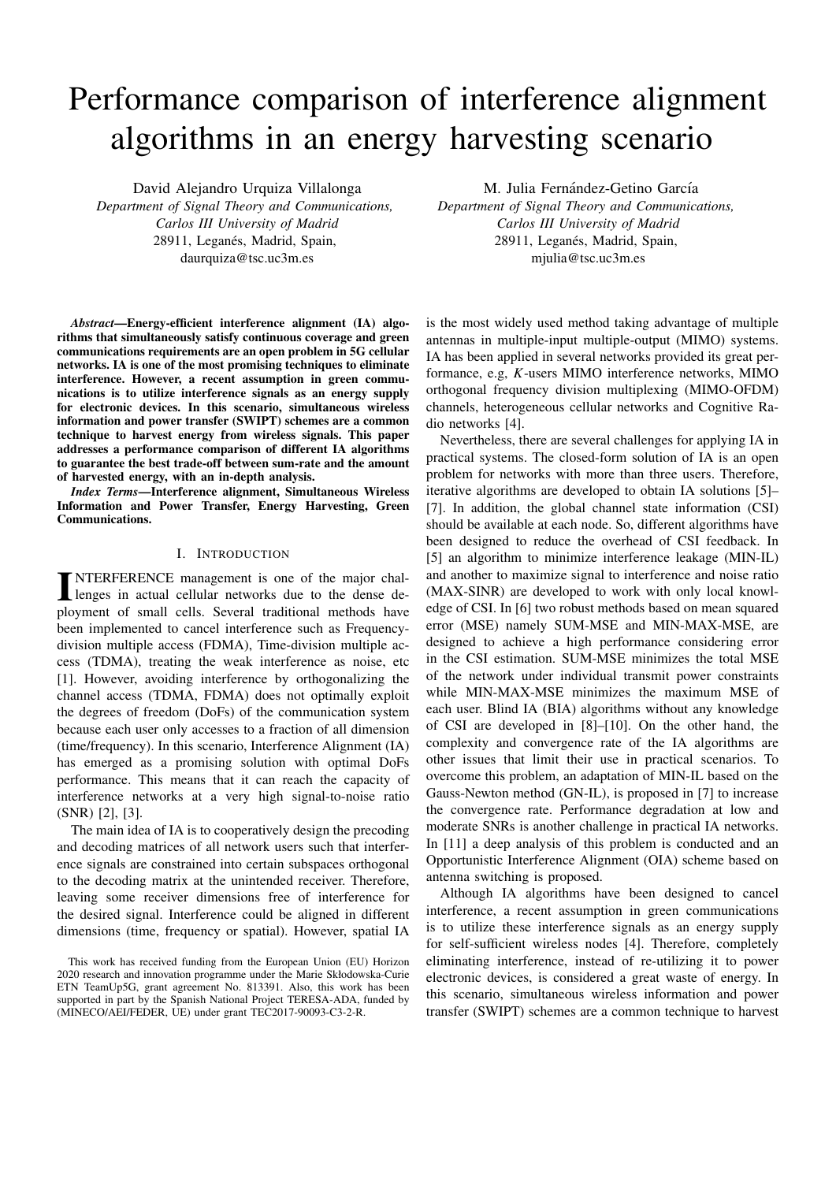# Performance comparison of interference alignment algorithms in an energy harvesting scenario

David Alejandro Urquiza Villalonga
*Department of Signal Theory and Communications,*
*Carlos III University of Madrid*
28911, Leganés, Madrid, Spain,
daurquiza@tsc.uc3m.es

M. Julia Fernández-Getino García
*Department of Signal Theory and Communications,*
*Carlos III University of Madrid*
28911, Leganés, Madrid, Spain,
mjulia@tsc.uc3m.es

***Abstract*—Energy-efficient interference alignment (IA) algorithms that simultaneously satisfy continuous coverage and green communications requirements are an open problem in 5G cellular networks. IA is one of the most promising techniques to eliminate interference. However, a recent assumption in green communications is to utilize interference signals as an energy supply for electronic devices. In this scenario, simultaneous wireless information and power transfer (SWIPT) schemes are a common technique to harvest energy from wireless signals. This paper addresses a performance comparison of different IA algorithms to guarantee the best trade-off between sum-rate and the amount of harvested energy, with an in-depth analysis.**

***Index Terms*—Interference alignment, Simultaneous Wireless Information and Power Transfer, Energy Harvesting, Green Communications.**

## I. Introduction

INTERFERENCE management is one of the major challenges in actual cellular networks due to the dense deployment of small cells. Several traditional methods have been implemented to cancel interference such as Frequency-division multiple access (FDMA), Time-division multiple access (TDMA), treating the weak interference as noise, etc [1]. However, avoiding interference by orthogonalizing the channel access (TDMA, FDMA) does not optimally exploit the degrees of freedom (DoFs) of the communication system because each user only accesses to a fraction of all dimension (time/frequency). In this scenario, Interference Alignment (IA) has emerged as a promising solution with optimal DoFs performance. This means that it can reach the capacity of interference networks at a very high signal-to-noise ratio (SNR) [2], [3].

The main idea of IA is to cooperatively design the precoding and decoding matrices of all network users such that interference signals are constrained into certain subspaces orthogonal to the decoding matrix at the unintended receiver. Therefore, leaving some receiver dimensions free of interference for the desired signal. Interference could be aligned in different dimensions (time, frequency or spatial). However, spatial IA is the most widely used method taking advantage of multiple antennas in multiple-input multiple-output (MIMO) systems. IA has been applied in several networks provided its great performance, e.g, $K$-users MIMO interference networks, MIMO orthogonal frequency division multiplexing (MIMO-OFDM) channels, heterogeneous cellular networks and Cognitive Radio networks [4].

Nevertheless, there are several challenges for applying IA in practical systems. The closed-form solution of IA is an open problem for networks with more than three users. Therefore, iterative algorithms are developed to obtain IA solutions [5]–[7]. In addition, the global channel state information (CSI) should be available at each node. So, different algorithms have been designed to reduce the overhead of CSI feedback. In [5] an algorithm to minimize interference leakage (MIN-IL) and another to maximize signal to interference and noise ratio (MAX-SINR) are developed to work with only local knowledge of CSI. In [6] two robust methods based on mean squared error (MSE) namely SUM-MSE and MIN-MAX-MSE, are designed to achieve a high performance considering error in the CSI estimation. SUM-MSE minimizes the total MSE of the network under individual transmit power constraints while MIN-MAX-MSE minimizes the maximum MSE of each user. Blind IA (BIA) algorithms without any knowledge of CSI are developed in [8]–[10]. On the other hand, the complexity and convergence rate of the IA algorithms are other issues that limit their use in practical scenarios. To overcome this problem, an adaptation of MIN-IL based on the Gauss-Newton method (GN-IL), is proposed in [7] to increase the convergence rate. Performance degradation at low and moderate SNRs is another challenge in practical IA networks. In [11] a deep analysis of this problem is conducted and an Opportunistic Interference Alignment (OIA) scheme based on antenna switching is proposed.

Although IA algorithms have been designed to cancel interference, a recent assumption in green communications is to utilize these interference signals as an energy supply for self-sufficient wireless nodes [4]. Therefore, completely eliminating interference, instead of re-utilizing it to power electronic devices, is considered a great waste of energy. In this scenario, simultaneous wireless information and power transfer (SWIPT) schemes are a common technique to harvest

This work has received funding from the European Union (EU) Horizon 2020 research and innovation programme under the Marie Skłodowska-Curie ETN TeamUp5G, grant agreement No. 813391. Also, this work has been supported in part by the Spanish National Project TERESA-ADA, funded by (MINECO/AEI/FEDER, UE) under grant TEC2017-90093-C3-2-R.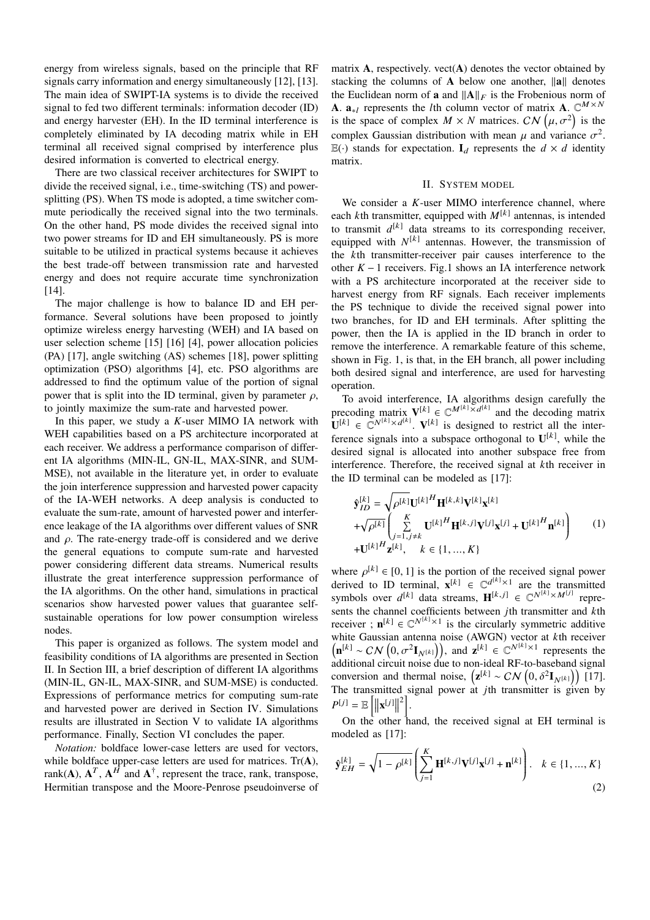energy from wireless signals, based on the principle that RF signals carry information and energy simultaneously [12], [13]. The main idea of SWIPT-IA systems is to divide the received signal to fed two different terminals: information decoder (ID) and energy harvester (EH). In the ID terminal interference is completely eliminated by IA decoding matrix while in EH terminal all received signal comprised by interference plus desired information is converted to electrical energy.

There are two classical receiver architectures for SWIPT to divide the received signal, i.e., time-switching (TS) and power-splitting (PS). When TS mode is adopted, a time switcher commute periodically the received signal into the two terminals. On the other hand, PS mode divides the received signal into two power streams for ID and EH simultaneously. PS is more suitable to be utilized in practical systems because it achieves the best trade-off between transmission rate and harvested energy and does not require accurate time synchronization [14].

The major challenge is how to balance ID and EH performance. Several solutions have been proposed to jointly optimize wireless energy harvesting (WEH) and IA based on user selection scheme [15] [16] [4], power allocation policies (PA) [17], angle switching (AS) schemes [18], power splitting optimization (PSO) algorithms [4], etc. PSO algorithms are addressed to find the optimum value of the portion of signal power that is split into the ID terminal, given by parameter $\rho$, to jointly maximize the sum-rate and harvested power.

In this paper, we study a $K$-user MIMO IA network with WEH capabilities based on a PS architecture incorporated at each receiver. We address a performance comparison of different IA algorithms (MIN-IL, GN-IL, MAX-SINR, and SUM-MSE), not available in the literature yet, in order to evaluate the join interference suppression and harvested power capacity of the IA-WEH networks. A deep analysis is conducted to evaluate the sum-rate, amount of harvested power and interference leakage of the IA algorithms over different values of SNR and $\rho$. The rate-energy trade-off is considered and we derive the general equations to compute sum-rate and harvested power considering different data streams. Numerical results illustrate the great interference suppression performance of the IA algorithms. On the other hand, simulations in practical scenarios show harvested power values that guarantee self-sustainable operations for low power consumption wireless nodes.

This paper is organized as follows. The system model and feasibility conditions of IA algorithms are presented in Section II. In Section III, a brief description of different IA algorithms (MIN-IL, GN-IL, MAX-SINR, and SUM-MSE) is conducted. Expressions of performance metrics for computing sum-rate and harvested power are derived in Section IV. Simulations results are illustrated in Section V to validate IA algorithms performance. Finally, Section VI concludes the paper.

*Notation:* boldface lower-case letters are used for vectors, while boldface upper-case letters are used for matrices. Tr($\mathbf{A}$), rank($\mathbf{A}$), $\mathbf{A}^T$, $\mathbf{A}^H$ and $\mathbf{A}^\dagger$, represent the trace, rank, transpose, Hermitian transpose and the Moore-Penrose pseudoinverse of matrix $\mathbf{A}$, respectively. vect($\mathbf{A}$) denotes the vector obtained by stacking the columns of $\mathbf{A}$ below one another, $\|\mathbf{a}\|$ denotes the Euclidean norm of $\mathbf{a}$ and $\|\mathbf{A}\|_F$ is the Frobenious norm of $\mathbf{A}$. $\mathbf{a}_{*l}$ represents the $l$th column vector of matrix $\mathbf{A}$. $\mathbb{C}^{M\times N}$ is the space of complex $M \times N$ matrices. $\mathcal{CN}\left(\mu, \sigma^2\right)$ is the complex Gaussian distribution with mean $\mu$ and variance $\sigma^2$. $\mathbb{E}(\cdot)$ stands for expectation. $\mathbf{I}_d$ represents the $d \times d$ identity matrix.

## II. System model

We consider a $K$-user MIMO interference channel, where each $k$th transmitter, equipped with $M^{[k]}$ antennas, is intended to transmit $d^{[k]}$ data streams to its corresponding receiver, equipped with $N^{[k]}$ antennas. However, the transmission of the $k$th transmitter-receiver pair causes interference to the other $K-1$ receivers. Fig.1 shows an IA interference network with a PS architecture incorporated at the receiver side to harvest energy from RF signals. Each receiver implements the PS technique to divide the received signal power into two branches, for ID and EH terminals. After splitting the power, then the IA is applied in the ID branch in order to remove the interference. A remarkable feature of this scheme, shown in Fig. 1, is that, in the EH branch, all power including both desired signal and interference, are used for harvesting operation.

To avoid interference, IA algorithms design carefully the precoding matrix $\mathbf{V}^{[k]} \in \mathbb{C}^{M^{[k]}\times d^{[k]}}$ and the decoding matrix $\mathbf{U}^{[k]} \in \mathbb{C}^{N^{[k]}\times d^{[k]}}$. $\mathbf{V}^{[k]}$ is designed to restrict all the interference signals into a subspace orthogonal to $\mathbf{U}^{[k]}$, while the desired signal is allocated into another subspace free from interference. Therefore, the received signal at $k$th receiver in the ID terminal can be modeled as [17]:

$$
\begin{aligned}
\hat{\mathbf{y}}_{ID}^{[k]} &= \sqrt{\rho^{[k]}}\mathbf{U}^{[k]^H}\mathbf{H}^{[k,k]}\mathbf{V}^{[k]}\mathbf{x}^{[k]} \\
&+\sqrt{\rho^{[k]}}\left(\sum_{j=1, j\neq k}^{K}\mathbf{U}^{[k]^H}\mathbf{H}^{[k,j]}\mathbf{V}^{[j]}\mathbf{x}^{[j]} + \mathbf{U}^{[k]^H}\mathbf{n}^{[k]}\right) \\
&+\mathbf{U}^{[k]^H}\mathbf{z}^{[k]}, \quad k \in \{1, \ldots, K\}
\end{aligned} \tag{1}
$$

where $\rho^{[k]} \in [0, 1]$ is the portion of the received signal power derived to ID terminal, $\mathbf{x}^{[k]} \in \mathbb{C}^{d^{[k]}\times 1}$ are the transmitted symbols over $d^{[k]}$ data streams, $\mathbf{H}^{[k,j]} \in \mathbb{C}^{N^{[k]}\times M^{[j]}}$ represents the channel coefficients between $j$th transmitter and $k$th receiver ; $\mathbf{n}^{[k]} \in \mathbb{C}^{N^{[k]}\times 1}$ is the circularly symmetric additive white Gaussian antenna noise (AWGN) vector at $k$th receiver $\left(\mathbf{n}^{[k]} \sim \mathcal{CN}\left(0, \sigma^2\mathbf{I}_{N^{[k]}}\right)\right)$, and $\mathbf{z}^{[k]} \in \mathbb{C}^{N^{[k]}\times 1}$ represents the additional circuit noise due to non-ideal RF-to-baseband signal conversion and thermal noise, $\left(\mathbf{z}^{[k]} \sim \mathcal{CN}\left(0, \delta^2\mathbf{I}_{N^{[k]}}\right)\right)$ [17]. The transmitted signal power at $j$th transmitter is given by $P^{[j]} = \mathbb{E}\left[\left\|\mathbf{x}^{[j]}\right\|^2\right]$.

On the other hand, the received signal at EH terminal is modeled as [17]:

$$
\hat{\mathbf{y}}_{EH}^{[k]} = \sqrt{1-\rho^{[k]}}\left(\sum_{j=1}^{K}\mathbf{H}^{[k,j]}\mathbf{V}^{[j]}\mathbf{x}^{[j]} + \mathbf{n}^{[k]}\right). \quad k \in \{1, \ldots, K\} \tag{2}
$$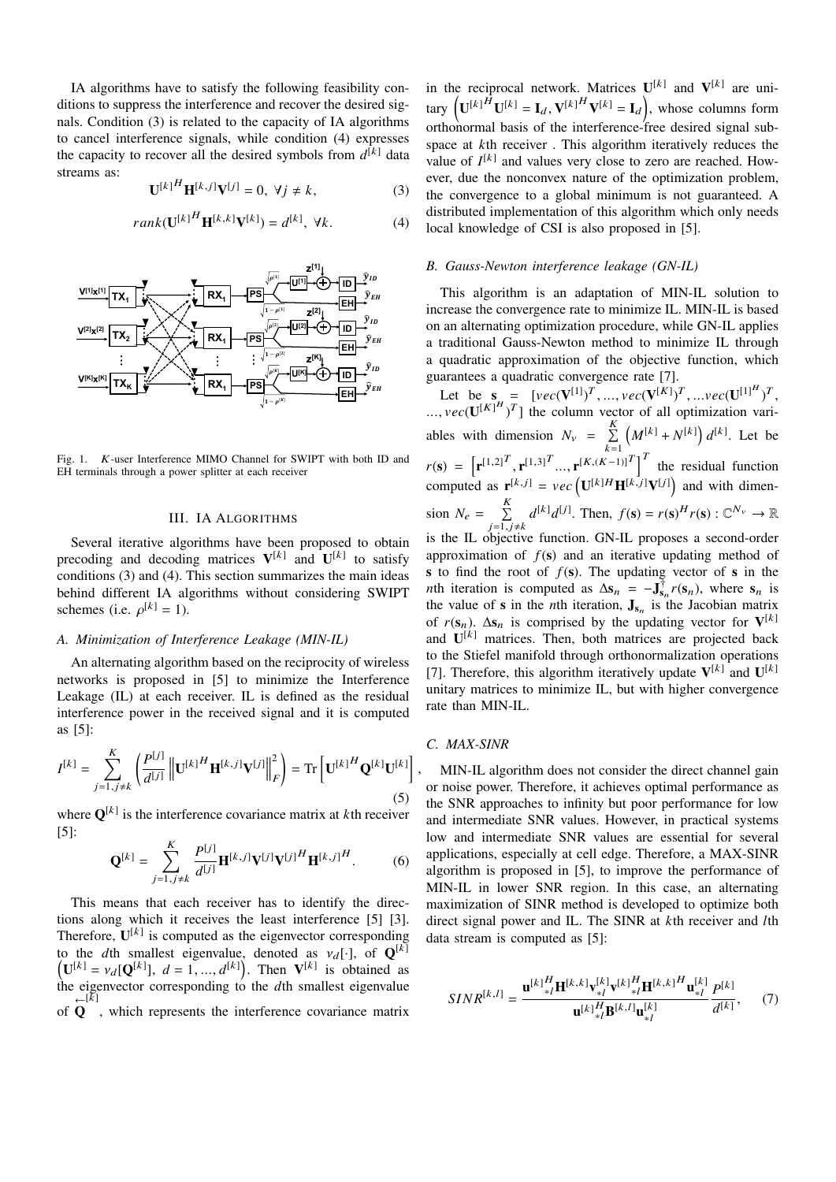IA algorithms have to satisfy the following feasibility conditions to suppress the interference and recover the desired signals. Condition (3) is related to the capacity of IA algorithms to cancel interference signals, while condition (4) expresses the capacity to recover all the desired symbols from $d^{[k]}$ data streams as:

$$\mathbf{U}^{[k]^H}\mathbf{H}^{[k,j]}\mathbf{V}^{[j]} = 0, \; \forall j \neq k, \tag{3}$$

$$rank(\mathbf{U}^{[k]^H}\mathbf{H}^{[k,k]}\mathbf{V}^{[k]}) = d^{[k]}, \; \forall k. \tag{4}$$

Fig. 1. $K$-user Interference MIMO Channel for SWIPT with both ID and EH terminals through a power splitter at each receiver

## III. IA Algorithms

Several iterative algorithms have been proposed to obtain precoding and decoding matrices $\mathbf{V}^{[k]}$ and $\mathbf{U}^{[k]}$ to satisfy conditions (3) and (4). This section summarizes the main ideas behind different IA algorithms without considering SWIPT schemes (i.e. $\rho^{[k]} = 1$).

### A. Minimization of Interference Leakage (MIN-IL)

An alternating algorithm based on the reciprocity of wireless networks is proposed in [5] to minimize the Interference Leakage (IL) at each receiver. IL is defined as the residual interference power in the received signal and it is computed as [5]:

$$I^{[k]} = \sum_{j=1, j\neq k}^{K} \left( \frac{P^{[j]}}{d^{[j]}} \left\| \mathbf{U}^{[k]^H}\mathbf{H}^{[k,j]}\mathbf{V}^{[j]} \right\|_F^2 \right) = \mathrm{Tr}\left[ \mathbf{U}^{[k]^H}\mathbf{Q}^{[k]}\mathbf{U}^{[k]} \right], \tag{5}$$

where $\mathbf{Q}^{[k]}$ is the interference covariance matrix at $k$th receiver [5]:

$$\mathbf{Q}^{[k]} = \sum_{j=1, j\neq k}^{K} \frac{P^{[j]}}{d^{[j]}} \mathbf{H}^{[k,j]}\mathbf{V}^{[j]}\mathbf{V}^{[j]^H}\mathbf{H}^{[k,j]^H}. \tag{6}$$

This means that each receiver has to identify the directions along which it receives the least interference [5] [3]. Therefore, $\mathbf{U}^{[k]}$ is computed as the eigenvector corresponding to the $d$th smallest eigenvalue, denoted as $\nu_d[\cdot]$, of $\mathbf{Q}^{[k]}$ $\left(\mathbf{U}^{[k]} = \nu_d[\mathbf{Q}^{[k]}],\; d = 1, ..., d^{[k]}\right)$. Then $\mathbf{V}^{[k]}$ is obtained as the eigenvector corresponding to the $d$th smallest eigenvalue of $\overleftarrow{\mathbf{Q}}^{[k]}$, which represents the interference covariance matrix in the reciprocal network. Matrices $\mathbf{U}^{[k]}$ and $\mathbf{V}^{[k]}$ are unitary $\left(\mathbf{U}^{[k]^H}\mathbf{U}^{[k]} = \mathbf{I}_d, \mathbf{V}^{[k]^H}\mathbf{V}^{[k]} = \mathbf{I}_d\right)$, whose columns form orthonormal basis of the interference-free desired signal subspace at $k$th receiver . This algorithm iteratively reduces the value of $I^{[k]}$ and values very close to zero are reached. However, due the nonconvex nature of the optimization problem, the convergence to a global minimum is not guaranteed. A distributed implementation of this algorithm which only needs local knowledge of CSI is also proposed in [5].

### B. Gauss-Newton interference leakage (GN-IL)

This algorithm is an adaptation of MIN-IL solution to increase the convergence rate to minimize IL. MIN-IL is based on an alternating optimization procedure, while GN-IL applies a traditional Gauss-Newton method to minimize IL through a quadratic approximation of the objective function, which guarantees a quadratic convergence rate [7].

Let be $\mathbf{s} = [vec(\mathbf{V}^{[1]})^T, ..., vec(\mathbf{V}^{[K]})^T, ...vec(\mathbf{U}^{[1]^H})^T, ..., vec(\mathbf{U}^{[K]^H})^T]$ the column vector of all optimization variables with dimension $N_\nu = \sum_{k=1}^{K} \left(M^{[k]} + N^{[k]}\right) d^{[k]}$. Let be $r(\mathbf{s}) = \left[\mathbf{r}^{[1,2]^T}, \mathbf{r}^{[1,3]^T} ..., \mathbf{r}^{[K,(K-1)]^T}\right]^T$ the residual function computed as $\mathbf{r}^{[k,j]} = vec\left(\mathbf{U}^{[k]H}\mathbf{H}^{[k,j]}\mathbf{V}^{[j]}\right)$ and with dimension $N_e = \sum_{j=1, j\neq k}^{K} d^{[k]}d^{[j]}$. Then, $f(\mathbf{s}) = r(\mathbf{s})^H r(\mathbf{s}) : \mathbb{C}^{N_\nu} \to \mathbb{R}$ is the IL objective function. GN-IL proposes a second-order approximation of $f(\mathbf{s})$ and an iterative updating method of $\mathbf{s}$ to find the root of $f(\mathbf{s})$. The updating vector of $\mathbf{s}$ in the $n$th iteration is computed as $\Delta\mathbf{s}_n = -\mathbf{J}_{\mathbf{s}_n}^{\dagger} r(\mathbf{s}_n)$, where $\mathbf{s}_n$ is the value of $\mathbf{s}$ in the $n$th iteration, $\mathbf{J}_{\mathbf{s}_n}$ is the Jacobian matrix of $r(\mathbf{s}_n)$. $\Delta\mathbf{s}_n$ is comprised by the updating vector for $\mathbf{V}^{[k]}$ and $\mathbf{U}^{[k]}$ matrices. Then, both matrices are projected back to the Stiefel manifold through orthonormalization operations [7]. Therefore, this algorithm iteratively update $\mathbf{V}^{[k]}$ and $\mathbf{U}^{[k]}$ unitary matrices to minimize IL, but with higher convergence rate than MIN-IL.

### C. MAX-SINR

MIN-IL algorithm does not consider the direct channel gain or noise power. Therefore, it achieves optimal performance as the SNR approaches to infinity but poor performance for low and intermediate SNR values. However, in practical systems low and intermediate SNR values are essential for several applications, especially at cell edge. Therefore, a MAX-SINR algorithm is proposed in [5], to improve the performance of MIN-IL in lower SNR region. In this case, an alternating maximization of SINR method is developed to optimize both direct signal power and IL. The SINR at $k$th receiver and $l$th data stream is computed as [5]:

$$SINR^{[k,l]} = \frac{\mathbf{u}_{*l}^{[k]^H}\mathbf{H}^{[k,k]}\mathbf{v}_{*l}^{[k]}\mathbf{v}_{*l}^{[k]^H}\mathbf{H}^{[k,k]^H}\mathbf{u}_{*l}^{[k]}}{\mathbf{u}_{*l}^{[k]^H}\mathbf{B}^{[k,l]}\mathbf{u}_{*l}^{[k]}} \frac{P^{[k]}}{d^{[k]}}, \tag{7}$$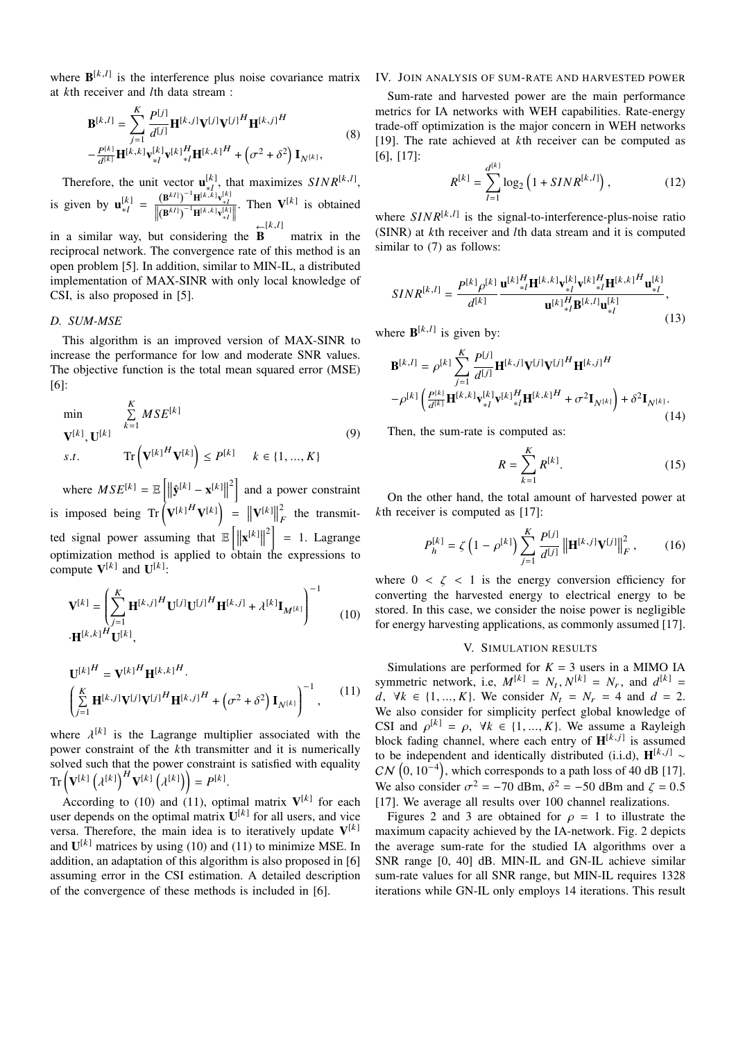where $\mathbf{B}^{[k,l]}$ is the interference plus noise covariance matrix at $k$th receiver and $l$th data stream :

$$
\begin{aligned}
\mathbf{B}^{[k,l]} = & \sum_{j=1}^{K} \frac{P^{[j]}}{d^{[j]}} \mathbf{H}^{[k,j]} \mathbf{V}^{[j]} \mathbf{V}^{[j]^H} \mathbf{H}^{[k,j]^H} \\
& - \frac{P^{[k]}}{d^{[k]}} \mathbf{H}^{[k,k]} \mathbf{v}_{*l}^{[k]} \mathbf{v}_{*l}^{[k]^H} \mathbf{H}^{[k,k]^H} + \left(\sigma^2 + \delta^2\right) \mathbf{I}_{N^{[k]}},
\end{aligned} \tag{8}
$$

Therefore, the unit vector $\mathbf{u}_{*l}^{[k]}$, that maximizes $SINR^{[k,l]}$, is given by $\mathbf{u}_{*l}^{[k]} = \frac{\left(\mathbf{B}^{kl}\right)^{-1} \mathbf{H}^{[k,k]} \mathbf{v}_{*l}^{[k]}}{\left\| \left(\mathbf{B}^{kl}\right)^{-1} \mathbf{H}^{[k,k]} \mathbf{v}_{*l}^{[k]} \right\|}$. Then $\mathbf{V}^{[k]}$ is obtained in a similar way, but considering the $\overleftarrow{\mathbf{B}}^{[k,l]}$ matrix in the reciprocal network. The convergence rate of this method is an open problem [5]. In addition, similar to MIN-IL, a distributed implementation of MAX-SINR with only local knowledge of CSI, is also proposed in [5].

### D. SUM-MSE

This algorithm is an improved version of MAX-SINR to increase the performance for low and moderate SNR values. The objective function is the total mean squared error (MSE) [6]:

$$
\begin{aligned}
\min_{\mathbf{V}^{[k]}, \mathbf{U}^{[k]}} \quad & \sum_{k=1}^{K} MSE^{[k]} \\
s.t. \quad & \operatorname{Tr}\left(\mathbf{V}^{[k]^H} \mathbf{V}^{[k]}\right) \leq P^{[k]} \quad k \in \{1, \ldots, K\}
\end{aligned} \tag{9}
$$

where $MSE^{[k]} = \mathbb{E}\left[\left\|\hat{\mathbf{y}}^{[k]} - \mathbf{x}^{[k]}\right\|^2\right]$ and a power constraint is imposed being $\operatorname{Tr}\left(\mathbf{V}^{[k]^H} \mathbf{V}^{[k]}\right) = \left\|\mathbf{V}^{[k]}\right\|_F^2$ the transmitted signal power assuming that $\mathbb{E}\left[\left\|\mathbf{x}^{[k]}\right\|^2\right] = 1$. Lagrange optimization method is applied to obtain the expressions to compute $\mathbf{V}^{[k]}$ and $\mathbf{U}^{[k]}$:

$$
\begin{aligned}
\mathbf{V}^{[k]} = & \left( \sum_{j=1}^{K} \mathbf{H}^{[k,j]^H} \mathbf{U}^{[j]} \mathbf{U}^{[j]^H} \mathbf{H}^{[k,j]} + \lambda^{[k]} \mathbf{I}_{M^{[k]}} \right)^{-1} \\
& \cdot \mathbf{H}^{[k,k]^H} \mathbf{U}^{[k]},
\end{aligned} \tag{10}
$$

$$
\begin{aligned}
\mathbf{U}^{[k]^H} = & \mathbf{V}^{[k]^H} \mathbf{H}^{[k,k]^H} \cdot \\
& \left( \sum_{j=1}^{K} \mathbf{H}^{[k,j]} \mathbf{V}^{[j]} \mathbf{V}^{[j]^H} \mathbf{H}^{[k,j]^H} + \left(\sigma^2 + \delta^2\right) \mathbf{I}_{N^{[k]}} \right)^{-1},
\end{aligned} \tag{11}
$$

where $\lambda^{[k]}$ is the Lagrange multiplier associated with the power constraint of the $k$th transmitter and it is numerically solved such that the power constraint is satisfied with equality $\operatorname{Tr}\left(\mathbf{V}^{[k]}\left(\lambda^{[k]}\right)^H \mathbf{V}^{[k]}\left(\lambda^{[k]}\right)\right) = P^{[k]}$.

According to (10) and (11), optimal matrix $\mathbf{V}^{[k]}$ for each user depends on the optimal matrix $\mathbf{U}^{[k]}$ for all users, and vice versa. Therefore, the main idea is to iteratively update $\mathbf{V}^{[k]}$ and $\mathbf{U}^{[k]}$ matrices by using (10) and (11) to minimize MSE. In addition, an adaptation of this algorithm is also proposed in [6] assuming error in the CSI estimation. A detailed description of the convergence of these methods is included in [6].

## IV. Join analysis of sum-rate and harvested power

Sum-rate and harvested power are the main performance metrics for IA networks with WEH capabilities. Rate-energy trade-off optimization is the major concern in WEH networks [19]. The rate achieved at $k$th receiver can be computed as [6], [17]:

$$
R^{[k]} = \sum_{l=1}^{d^{[k]}} \log_2\left(1 + SINR^{[k,l]}\right), \tag{12}
$$

where $SINR^{[k,l]}$ is the signal-to-interference-plus-noise ratio (SINR) at $k$th receiver and $l$th data stream and it is computed similar to (7) as follows:

$$
SINR^{[k,l]} = \frac{P^{[k]} \rho^{[k]}}{d^{[k]}} \frac{\mathbf{u}_{*l}^{[k]^H} \mathbf{H}^{[k,k]} \mathbf{v}_{*l}^{[k]} \mathbf{v}_{*l}^{[k]^H} \mathbf{H}^{[k,k]^H} \mathbf{u}_{*l}^{[k]}}{\mathbf{u}_{*l}^{[k]^H} \mathbf{B}^{[k,l]} \mathbf{u}_{*l}^{[k]}}, \tag{13}
$$

where $\mathbf{B}^{[k,l]}$ is given by:

$$
\begin{aligned}
\mathbf{B}^{[k,l]} = & \rho^{[k]} \sum_{j=1}^{K} \frac{P^{[j]}}{d^{[j]}} \mathbf{H}^{[k,j]} \mathbf{V}^{[j]} \mathbf{V}^{[j]^H} \mathbf{H}^{[k,j]^H} \\
& - \rho^{[k]} \left( \frac{P^{[k]}}{d^{[k]}} \mathbf{H}^{[k,k]} \mathbf{v}_{*l}^{[k]} \mathbf{v}_{*l}^{[k]^H} \mathbf{H}^{[k,k]^H} + \sigma^2 \mathbf{I}_{N^{[k]}} \right) + \delta^2 \mathbf{I}_{N^{[k]}}.
\end{aligned} \tag{14}
$$

Then, the sum-rate is computed as:

$$
R = \sum_{k=1}^{K} R^{[k]}. \tag{15}
$$

On the other hand, the total amount of harvested power at $k$th receiver is computed as [17]:

$$
P_h^{[k]} = \zeta \left(1 - \rho^{[k]}\right) \sum_{j=1}^{K} \frac{P^{[j]}}{d^{[j]}} \left\|\mathbf{H}^{[k,j]} \mathbf{V}^{[j]}\right\|_F^2, \tag{16}
$$

where $0 < \zeta < 1$ is the energy conversion efficiency for converting the harvested energy to electrical energy to be stored. In this case, we consider the noise power is negligible for energy harvesting applications, as commonly assumed [17].

## V. Simulation results

Simulations are performed for $K = 3$ users in a MIMO IA symmetric network, i.e, $M^{[k]} = N_t$, $N^{[k]} = N_r$, and $d^{[k]} = d$, $\forall k \in \{1, \ldots, K\}$. We consider $N_t = N_r = 4$ and $d = 2$. We also consider for simplicity perfect global knowledge of CSI and $\rho^{[k]} = \rho$, $\forall k \in \{1, \ldots, K\}$. We assume a Rayleigh block fading channel, where each entry of $\mathbf{H}^{[k,j]}$ is assumed to be independent and identically distributed (i.i.d), $\mathbf{H}^{[k,j]} \sim \mathcal{CN}\left(0, 10^{-4}\right)$, which corresponds to a path loss of 40 dB [17]. We also consider $\sigma^2 = -70$ dBm, $\delta^2 = -50$ dBm and $\zeta = 0.5$ [17]. We average all results over 100 channel realizations.

Figures 2 and 3 are obtained for $\rho = 1$ to illustrate the maximum capacity achieved by the IA-network. Fig. 2 depicts the average sum-rate for the studied IA algorithms over a SNR range [0, 40] dB. MIN-IL and GN-IL achieve similar sum-rate values for all SNR range, but MIN-IL requires 1328 iterations while GN-IL only employs 14 iterations. This result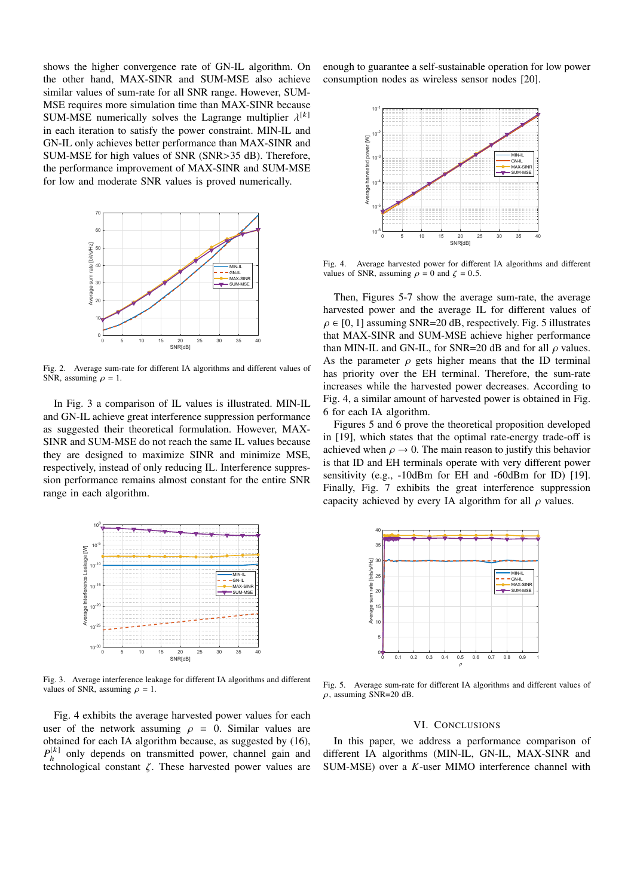shows the higher convergence rate of GN-IL algorithm. On the other hand, MAX-SINR and SUM-MSE also achieve similar values of sum-rate for all SNR range. However, SUM-MSE requires more simulation time than MAX-SINR because SUM-MSE numerically solves the Lagrange multiplier $\lambda^{[k]}$ in each iteration to satisfy the power constraint. MIN-IL and GN-IL only achieves better performance than MAX-SINR and SUM-MSE for high values of SNR (SNR>35 dB). Therefore, the performance improvement of MAX-SINR and SUM-MSE for low and moderate SNR values is proved numerically.

Fig. 2. Average sum-rate for different IA algorithms and different values of SNR, assuming $\rho = 1$.

In Fig. 3 a comparison of IL values is illustrated. MIN-IL and GN-IL achieve great interference suppression performance as suggested their theoretical formulation. However, MAX-SINR and SUM-MSE do not reach the same IL values because they are designed to maximize SINR and minimize MSE, respectively, instead of only reducing IL. Interference suppression performance remains almost constant for the entire SNR range in each algorithm.

Fig. 3. Average interference leakage for different IA algorithms and different values of SNR, assuming $\rho = 1$.

Fig. 4 exhibits the average harvested power values for each user of the network assuming $\rho = 0$. Similar values are obtained for each IA algorithm because, as suggested by (16), $P_h^{[k]}$ only depends on transmitted power, channel gain and technological constant $\zeta$. These harvested power values are enough to guarantee a self-sustainable operation for low power consumption nodes as wireless sensor nodes [20].

Fig. 4. Average harvested power for different IA algorithms and different values of SNR, assuming $\rho = 0$ and $\zeta = 0.5$.

Then, Figures 5-7 show the average sum-rate, the average harvested power and the average IL for different values of $\rho \in [0, 1]$ assuming SNR=20 dB, respectively. Fig. 5 illustrates that MAX-SINR and SUM-MSE achieve higher performance than MIN-IL and GN-IL, for SNR=20 dB and for all $\rho$ values. As the parameter $\rho$ gets higher means that the ID terminal has priority over the EH terminal. Therefore, the sum-rate increases while the harvested power decreases. According to Fig. 4, a similar amount of harvested power is obtained in Fig. 6 for each IA algorithm.

Figures 5 and 6 prove the theoretical proposition developed in [19], which states that the optimal rate-energy trade-off is achieved when $\rho \to 0$. The main reason to justify this behavior is that ID and EH terminals operate with very different power sensitivity (e.g., -10dBm for EH and -60dBm for ID) [19]. Finally, Fig. 7 exhibits the great interference suppression capacity achieved by every IA algorithm for all $\rho$ values.

Fig. 5. Average sum-rate for different IA algorithms and different values of $\rho$, assuming SNR=20 dB.

## VI. Conclusions

In this paper, we address a performance comparison of different IA algorithms (MIN-IL, GN-IL, MAX-SINR and SUM-MSE) over a $K$-user MIMO interference channel with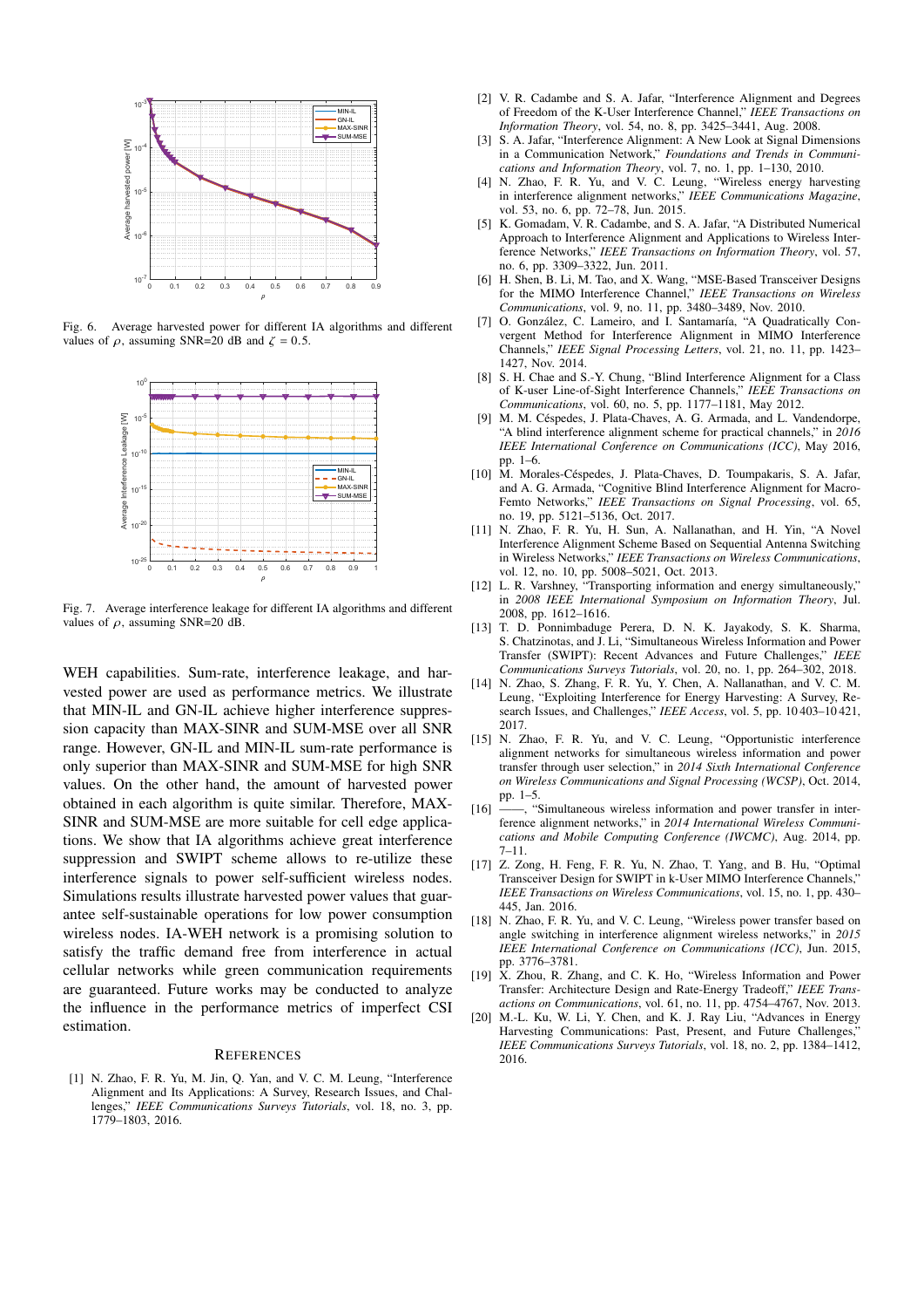$10^{-3}$

$10^{-4}$

$10^{-5}$

$10^{-6}$

$10^{-7}$

Average harvested power [W]

0 0.1 0.2 0.3 0.4 0.5 0.6 0.7 0.8 0.9

$\rho$

MIN-IL

GN-IL

MAX-SINR

SUM-MSE

Fig. 6. Average harvested power for different IA algorithms and different values of $\rho$, assuming SNR=20 dB and $\zeta = 0.5$.

$10^{0}$

$10^{-5}$

$10^{-10}$

$10^{-15}$

$10^{-20}$

$10^{-25}$

Average Interference Leakage [W]

0 0.1 0.2 0.3 0.4 0.5 0.6 0.7 0.8 0.9 1

$\rho$

MIN-IL

GN-IL

MAX-SINR

SUM-MSE

Fig. 7. Average interference leakage for different IA algorithms and different values of $\rho$, assuming SNR=20 dB.

WEH capabilities. Sum-rate, interference leakage, and harvested power are used as performance metrics. We illustrate that MIN-IL and GN-IL achieve higher interference suppression capacity than MAX-SINR and SUM-MSE over all SNR range. However, GN-IL and MIN-IL sum-rate performance is only superior than MAX-SINR and SUM-MSE for high SNR values. On the other hand, the amount of harvested power obtained in each algorithm is quite similar. Therefore, MAX-SINR and SUM-MSE are more suitable for cell edge applications. We show that IA algorithms achieve great interference suppression and SWIPT scheme allows to re-utilize these interference signals to power self-sufficient wireless nodes. Simulations results illustrate harvested power values that guarantee self-sustainable operations for low power consumption wireless nodes. IA-WEH network is a promising solution to satisfy the traffic demand free from interference in actual cellular networks while green communication requirements are guaranteed. Future works may be conducted to analyze the influence in the performance metrics of imperfect CSI estimation.

## References

[1] N. Zhao, F. R. Yu, M. Jin, Q. Yan, and V. C. M. Leung, "Interference Alignment and Its Applications: A Survey, Research Issues, and Challenges," *IEEE Communications Surveys Tutorials*, vol. 18, no. 3, pp. 1779–1803, 2016.

[2] V. R. Cadambe and S. A. Jafar, "Interference Alignment and Degrees of Freedom of the K-User Interference Channel," *IEEE Transactions on Information Theory*, vol. 54, no. 8, pp. 3425–3441, Aug. 2008.

[3] S. A. Jafar, "Interference Alignment: A New Look at Signal Dimensions in a Communication Network," *Foundations and Trends in Communications and Information Theory*, vol. 7, no. 1, pp. 1–130, 2010.

[4] N. Zhao, F. R. Yu, and V. C. Leung, "Wireless energy harvesting in interference alignment networks," *IEEE Communications Magazine*, vol. 53, no. 6, pp. 72–78, Jun. 2015.

[5] K. Gomadam, V. R. Cadambe, and S. A. Jafar, "A Distributed Numerical Approach to Interference Alignment and Applications to Wireless Interference Networks," *IEEE Transactions on Information Theory*, vol. 57, no. 6, pp. 3309–3322, Jun. 2011.

[6] H. Shen, B. Li, M. Tao, and X. Wang, "MSE-Based Transceiver Designs for the MIMO Interference Channel," *IEEE Transactions on Wireless Communications*, vol. 9, no. 11, pp. 3480–3489, Nov. 2010.

[7] O. González, C. Lameiro, and I. Santamaría, "A Quadratically Convergent Method for Interference Alignment in MIMO Interference Channels," *IEEE Signal Processing Letters*, vol. 21, no. 11, pp. 1423–1427, Nov. 2014.

[8] S. H. Chae and S.-Y. Chung, "Blind Interference Alignment for a Class of K-user Line-of-Sight Interference Channels," *IEEE Transactions on Communications*, vol. 60, no. 5, pp. 1177–1181, May 2012.

[9] M. M. Céspedes, J. Plata-Chaves, A. G. Armada, and L. Vandendorpe, "A blind interference alignment scheme for practical channels," in *2016 IEEE International Conference on Communications (ICC)*, May 2016, pp. 1–6.

[10] M. Morales-Céspedes, J. Plata-Chaves, D. Toumpakaris, S. A. Jafar, and A. G. Armada, "Cognitive Blind Interference Alignment for Macro-Femto Networks," *IEEE Transactions on Signal Processing*, vol. 65, no. 19, pp. 5121–5136, Oct. 2017.

[11] N. Zhao, F. R. Yu, H. Sun, A. Nallanathan, and H. Yin, "A Novel Interference Alignment Scheme Based on Sequential Antenna Switching in Wireless Networks," *IEEE Transactions on Wireless Communications*, vol. 12, no. 10, pp. 5008–5021, Oct. 2013.

[12] L. R. Varshney, "Transporting information and energy simultaneously," in *2008 IEEE International Symposium on Information Theory*, Jul. 2008, pp. 1612–1616.

[13] T. D. Ponnimbaduge Perera, D. N. K. Jayakody, S. K. Sharma, S. Chatzinotas, and J. Li, "Simultaneous Wireless Information and Power Transfer (SWIPT): Recent Advances and Future Challenges," *IEEE Communications Surveys Tutorials*, vol. 20, no. 1, pp. 264–302, 2018.

[14] N. Zhao, S. Zhang, F. R. Yu, Y. Chen, A. Nallanathan, and V. C. M. Leung, "Exploiting Interference for Energy Harvesting: A Survey, Research Issues, and Challenges," *IEEE Access*, vol. 5, pp. 10 403–10 421, 2017.

[15] N. Zhao, F. R. Yu, and V. C. Leung, "Opportunistic interference alignment networks for simultaneous wireless information and power transfer through user selection," in *2014 Sixth International Conference on Wireless Communications and Signal Processing (WCSP)*, Oct. 2014, pp. 1–5.

[16] ——, "Simultaneous wireless information and power transfer in interference alignment networks," in *2014 International Wireless Communications and Mobile Computing Conference (IWCMC)*, Aug. 2014, pp. 7–11.

[17] Z. Zong, H. Feng, F. R. Yu, N. Zhao, T. Yang, and B. Hu, "Optimal Transceiver Design for SWIPT in k-User MIMO Interference Channels," *IEEE Transactions on Wireless Communications*, vol. 15, no. 1, pp. 430–445, Jan. 2016.

[18] N. Zhao, F. R. Yu, and V. C. Leung, "Wireless power transfer based on angle switching in interference alignment wireless networks," in *2015 IEEE International Conference on Communications (ICC)*, Jun. 2015, pp. 3776–3781.

[19] X. Zhou, R. Zhang, and C. K. Ho, "Wireless Information and Power Transfer: Architecture Design and Rate-Energy Tradeoff," *IEEE Transactions on Communications*, vol. 61, no. 11, pp. 4754–4767, Nov. 2013.

[20] M.-L. Ku, W. Li, Y. Chen, and K. J. Ray Liu, "Advances in Energy Harvesting Communications: Past, Present, and Future Challenges," *IEEE Communications Surveys Tutorials*, vol. 18, no. 2, pp. 1384–1412, 2016.